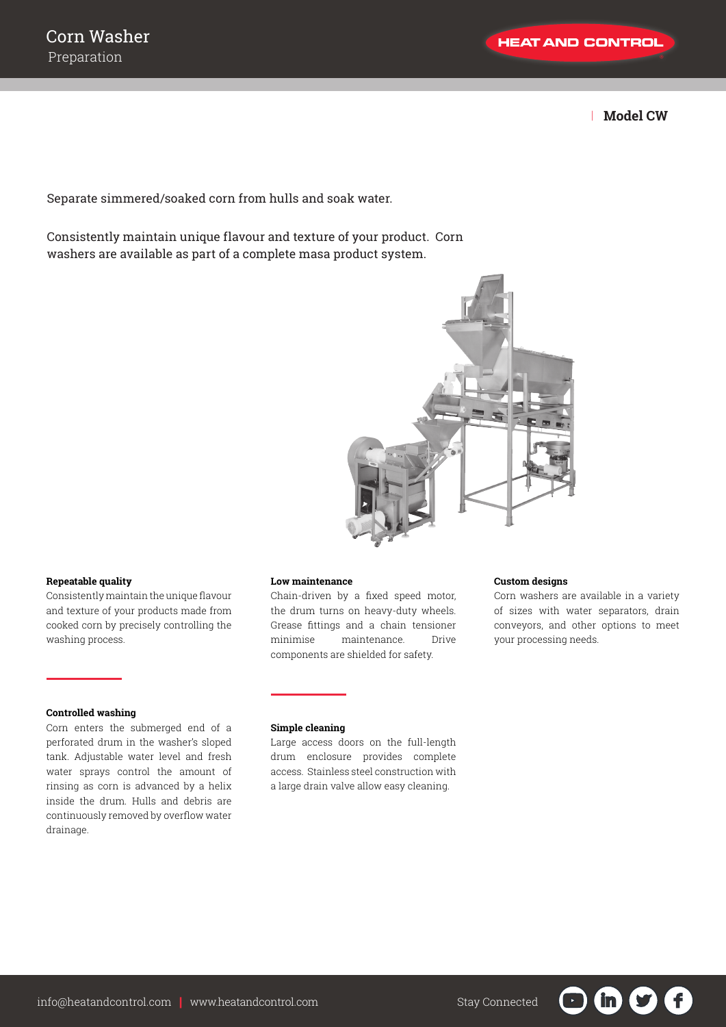# Corn Washer

Preparation

HEAT AND CONTROL

**Model CW**

Separate simmered/soaked corn from hulls and soak water.

Consistently maintain unique flavour and texture of your product. Corn washers are available as part of a complete masa product system.

**Repeatable quality**

Consistently maintain the unique flavour and texture of your products made from cooked corn by precisely controlling the washing process.

**Controlled washing**

Corn enters the submerged end of a perforated drum in the washer's sloped tank. Adjustable water level and fresh water sprays control the amount of rinsing as corn is advanced by a helix inside the drum. Hulls and debris are continuously removed by overflow water drainage.

**Low maintenance**

Chain-driven by a fixed speed motor, the drum turns on heavy-duty wheels. Grease fittings and a chain tensioner minimise maintenance. Drive components are shielded for safety.

**Simple cleaning**

Large access doors on the full-length drum enclosure provides complete access. Stainless steel construction with a large drain valve allow easy cleaning.

**Custom designs**

Corn washers are available in a variety of sizes with water separators, drain conveyors, and other options to meet your processing needs.

info@heatandcontrol.com | www.heatandcontrol.com

Stay Connected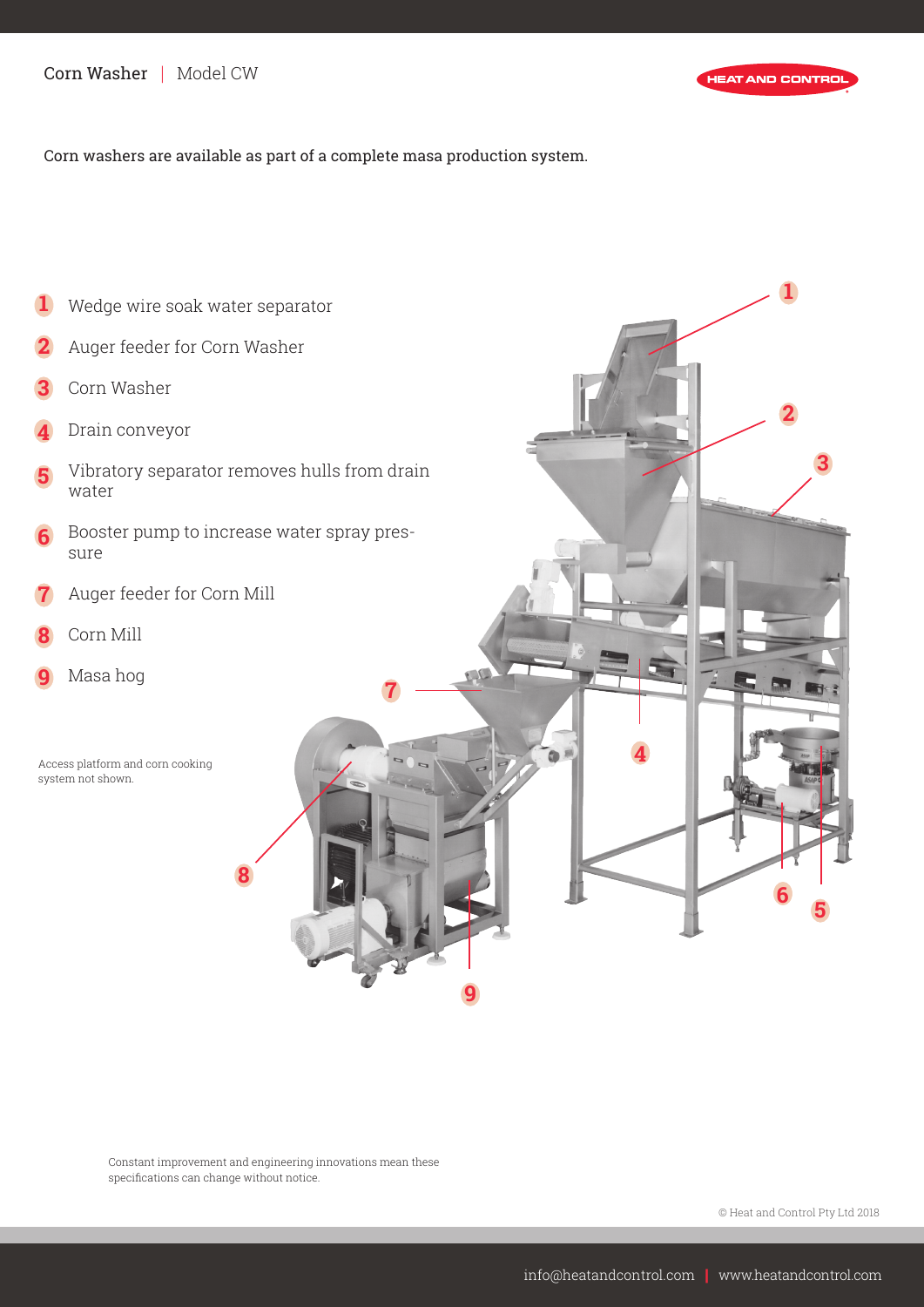Corn washers are available as part of a complete masa production system.

1. Wedge wire soak water separator
2. Auger feeder for Corn Washer
3. Corn Washer
4. Drain conveyor
5. Vibratory separator removes hulls from drain water
6. Booster pump to increase water spray pressure
7. Auger feeder for Corn Mill
8. Corn Mill
9. Masa hog

Access platform and corn cooking system not shown.

Constant improvement and engineering innovations mean these specifications can change without notice.

© Heat and Control Pty Ltd 2018

info@heatandcontrol.com | www.heatandcontrol.com